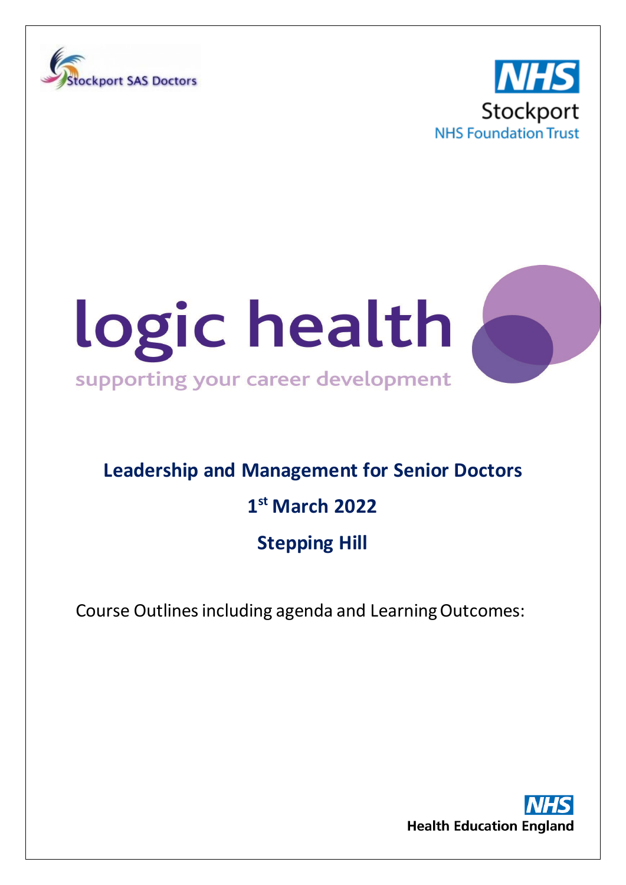Stockport SAS Doctors

NHS Stockport NHS Foundation Trust

# logic health

supporting your career development

## Leadership and Management for Senior Doctors

## 1st March 2022

## Stepping Hill

Course Outlines including agenda and Learning Outcomes:

NHS Health Education England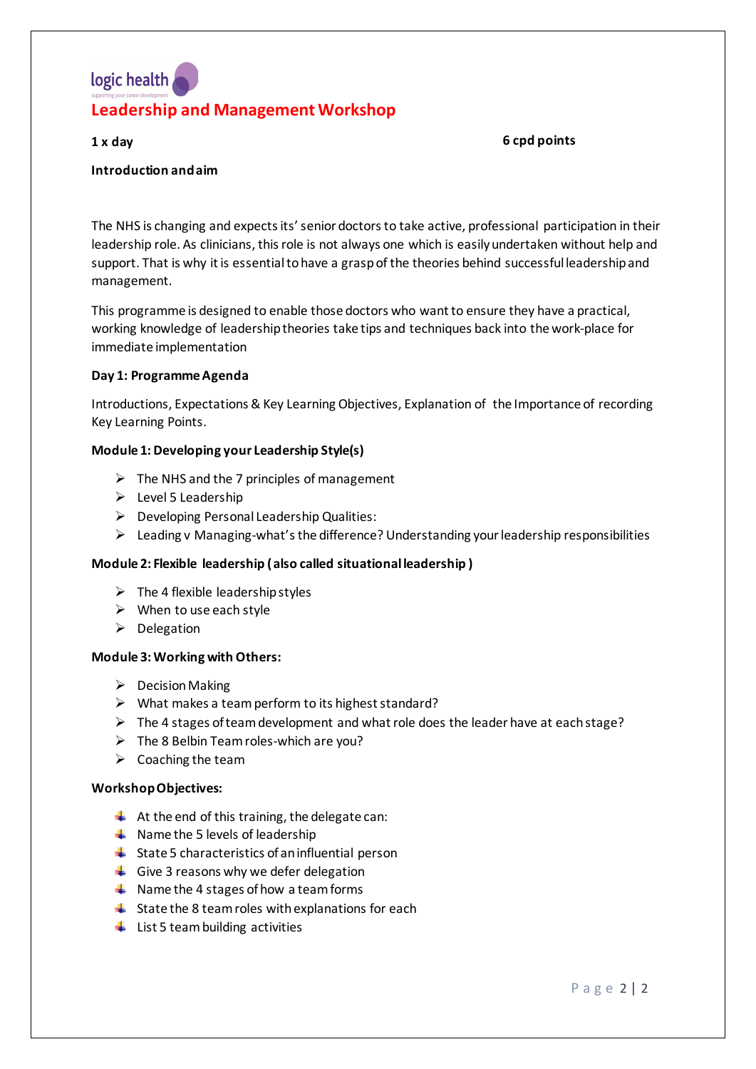logic health

supporting your career development

# Leadership and Management Workshop

**1 x day** **6 cpd points**

**Introduction and aim**

The NHS is changing and expects its' senior doctors to take active, professional participation in their leadership role. As clinicians, this role is not always one which is easily undertaken without help and support. That is why it is essential to have a grasp of the theories behind successful leadership and management.

This programme is designed to enable those doctors who want to ensure they have a practical, working knowledge of leadership theories take tips and techniques back into the work-place for immediate implementation

**Day 1: Programme Agenda**

Introductions, Expectations & Key Learning Objectives, Explanation of the Importance of recording Key Learning Points.

**Module 1: Developing your Leadership Style(s)**

- The NHS and the 7 principles of management
- Level 5 Leadership
- Developing Personal Leadership Qualities:
- Leading v Managing-what's the difference? Understanding your leadership responsibilities

**Module 2: Flexible leadership ( also called situational leadership )**

- The 4 flexible leadership styles
- When to use each style
- Delegation

**Module 3: Working with Others:**

- Decision Making
- What makes a team perform to its highest standard?
- The 4 stages of team development and what role does the leader have at each stage?
- The 8 Belbin Team roles-which are you?
- Coaching the team

**Workshop Objectives:**

- At the end of this training, the delegate can:
- Name the 5 levels of leadership
- State 5 characteristics of an influential person
- Give 3 reasons why we defer delegation
- Name the 4 stages of how a team forms
- State the 8 team roles with explanations for each
- List 5 team building activities